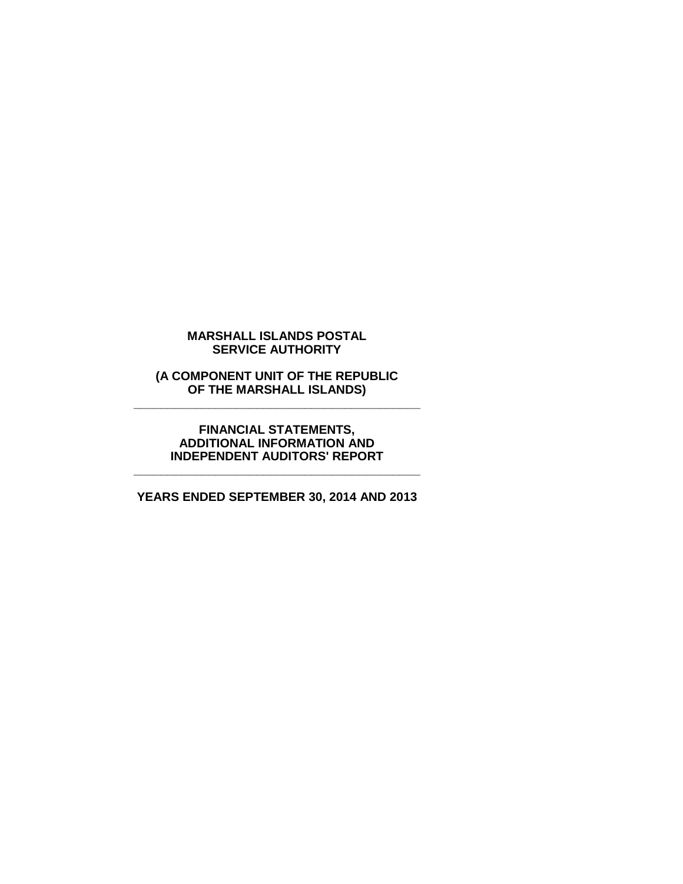**MARSHALL ISLANDS POSTAL SERVICE AUTHORITY**

**(A COMPONENT UNIT OF THE REPUBLIC OF THE MARSHALL ISLANDS)**

---

**FINANCIAL STATEMENTS, ADDITIONAL INFORMATION AND INDEPENDENT AUDITORS' REPORT**

---

**YEARS ENDED SEPTEMBER 30, 2014 AND 2013**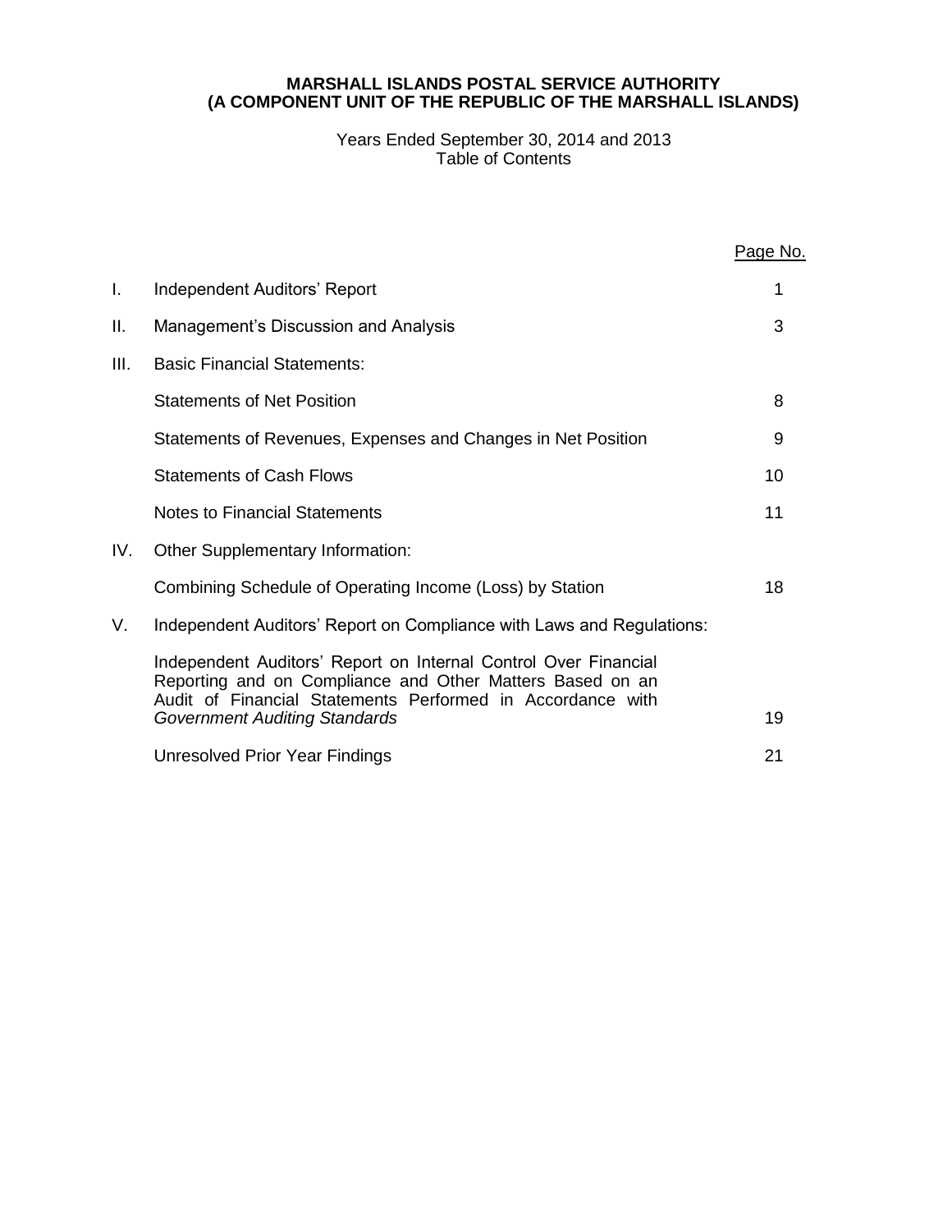**MARSHALL ISLANDS POSTAL SERVICE AUTHORITY**
**(A COMPONENT UNIT OF THE REPUBLIC OF THE MARSHALL ISLANDS)**

Years Ended September 30, 2014 and 2013
Table of Contents

| | | Page No. |
|---|---|---|
| I. | Independent Auditors' Report | 1 |
| II. | Management's Discussion and Analysis | 3 |
| III. | Basic Financial Statements: | |
| | Statements of Net Position | 8 |
| | Statements of Revenues, Expenses and Changes in Net Position | 9 |
| | Statements of Cash Flows | 10 |
| | Notes to Financial Statements | 11 |
| IV. | Other Supplementary Information: | |
| | Combining Schedule of Operating Income (Loss) by Station | 18 |
| V. | Independent Auditors' Report on Compliance with Laws and Regulations: | |
| | Independent Auditors' Report on Internal Control Over Financial Reporting and on Compliance and Other Matters Based on an Audit of Financial Statements Performed in Accordance with *Government Auditing Standards* | 19 |
| | Unresolved Prior Year Findings | 21 |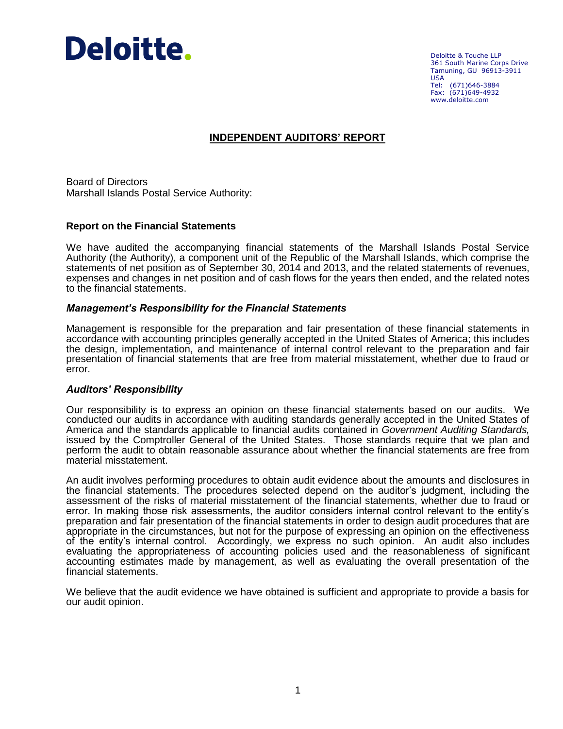Deloitte.

Deloitte & Touche LLP
361 South Marine Corps Drive
Tamuning, GU 96913-3911
USA
Tel: (671)646-3884
Fax: (671)649-4932
www.deloitte.com

# INDEPENDENT AUDITORS' REPORT

Board of Directors
Marshall Islands Postal Service Authority:

## Report on the Financial Statements

We have audited the accompanying financial statements of the Marshall Islands Postal Service Authority (the Authority), a component unit of the Republic of the Marshall Islands, which comprise the statements of net position as of September 30, 2014 and 2013, and the related statements of revenues, expenses and changes in net position and of cash flows for the years then ended, and the related notes to the financial statements.

### *Management's Responsibility for the Financial Statements*

Management is responsible for the preparation and fair presentation of these financial statements in accordance with accounting principles generally accepted in the United States of America; this includes the design, implementation, and maintenance of internal control relevant to the preparation and fair presentation of financial statements that are free from material misstatement, whether due to fraud or error.

### *Auditors' Responsibility*

Our responsibility is to express an opinion on these financial statements based on our audits. We conducted our audits in accordance with auditing standards generally accepted in the United States of America and the standards applicable to financial audits contained in *Government Auditing Standards,* issued by the Comptroller General of the United States. Those standards require that we plan and perform the audit to obtain reasonable assurance about whether the financial statements are free from material misstatement.

An audit involves performing procedures to obtain audit evidence about the amounts and disclosures in the financial statements. The procedures selected depend on the auditor's judgment, including the assessment of the risks of material misstatement of the financial statements, whether due to fraud or error. In making those risk assessments, the auditor considers internal control relevant to the entity's preparation and fair presentation of the financial statements in order to design audit procedures that are appropriate in the circumstances, but not for the purpose of expressing an opinion on the effectiveness of the entity's internal control. Accordingly, we express no such opinion. An audit also includes evaluating the appropriateness of accounting policies used and the reasonableness of significant accounting estimates made by management, as well as evaluating the overall presentation of the financial statements.

We believe that the audit evidence we have obtained is sufficient and appropriate to provide a basis for our audit opinion.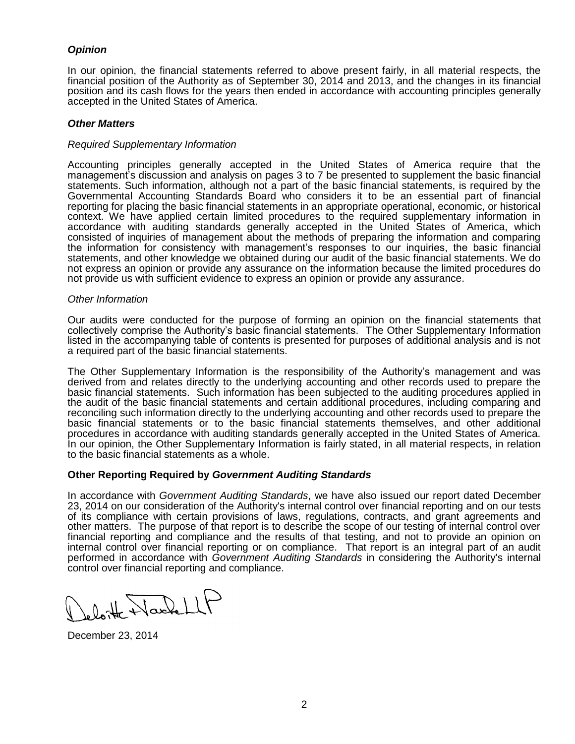### *Opinion*

In our opinion, the financial statements referred to above present fairly, in all material respects, the financial position of the Authority as of September 30, 2014 and 2013, and the changes in its financial position and its cash flows for the years then ended in accordance with accounting principles generally accepted in the United States of America.

### *Other Matters*

*Required Supplementary Information*

Accounting principles generally accepted in the United States of America require that the management's discussion and analysis on pages 3 to 7 be presented to supplement the basic financial statements. Such information, although not a part of the basic financial statements, is required by the Governmental Accounting Standards Board who considers it to be an essential part of financial reporting for placing the basic financial statements in an appropriate operational, economic, or historical context. We have applied certain limited procedures to the required supplementary information in accordance with auditing standards generally accepted in the United States of America, which consisted of inquiries of management about the methods of preparing the information and comparing the information for consistency with management's responses to our inquiries, the basic financial statements, and other knowledge we obtained during our audit of the basic financial statements. We do not express an opinion or provide any assurance on the information because the limited procedures do not provide us with sufficient evidence to express an opinion or provide any assurance.

*Other Information*

Our audits were conducted for the purpose of forming an opinion on the financial statements that collectively comprise the Authority's basic financial statements. The Other Supplementary Information listed in the accompanying table of contents is presented for purposes of additional analysis and is not a required part of the basic financial statements.

The Other Supplementary Information is the responsibility of the Authority's management and was derived from and relates directly to the underlying accounting and other records used to prepare the basic financial statements. Such information has been subjected to the auditing procedures applied in the audit of the basic financial statements and certain additional procedures, including comparing and reconciling such information directly to the underlying accounting and other records used to prepare the basic financial statements or to the basic financial statements themselves, and other additional procedures in accordance with auditing standards generally accepted in the United States of America. In our opinion, the Other Supplementary Information is fairly stated, in all material respects, in relation to the basic financial statements as a whole.

### Other Reporting Required by *Government Auditing Standards*

In accordance with *Government Auditing Standards*, we have also issued our report dated December 23, 2014 on our consideration of the Authority's internal control over financial reporting and on our tests of its compliance with certain provisions of laws, regulations, contracts, and grant agreements and other matters. The purpose of that report is to describe the scope of our testing of internal control over financial reporting and compliance and the results of that testing, and not to provide an opinion on internal control over financial reporting or on compliance. That report is an integral part of an audit performed in accordance with *Government Auditing Standards* in considering the Authority's internal control over financial reporting and compliance.

Deloitte & Touche LLP

December 23, 2014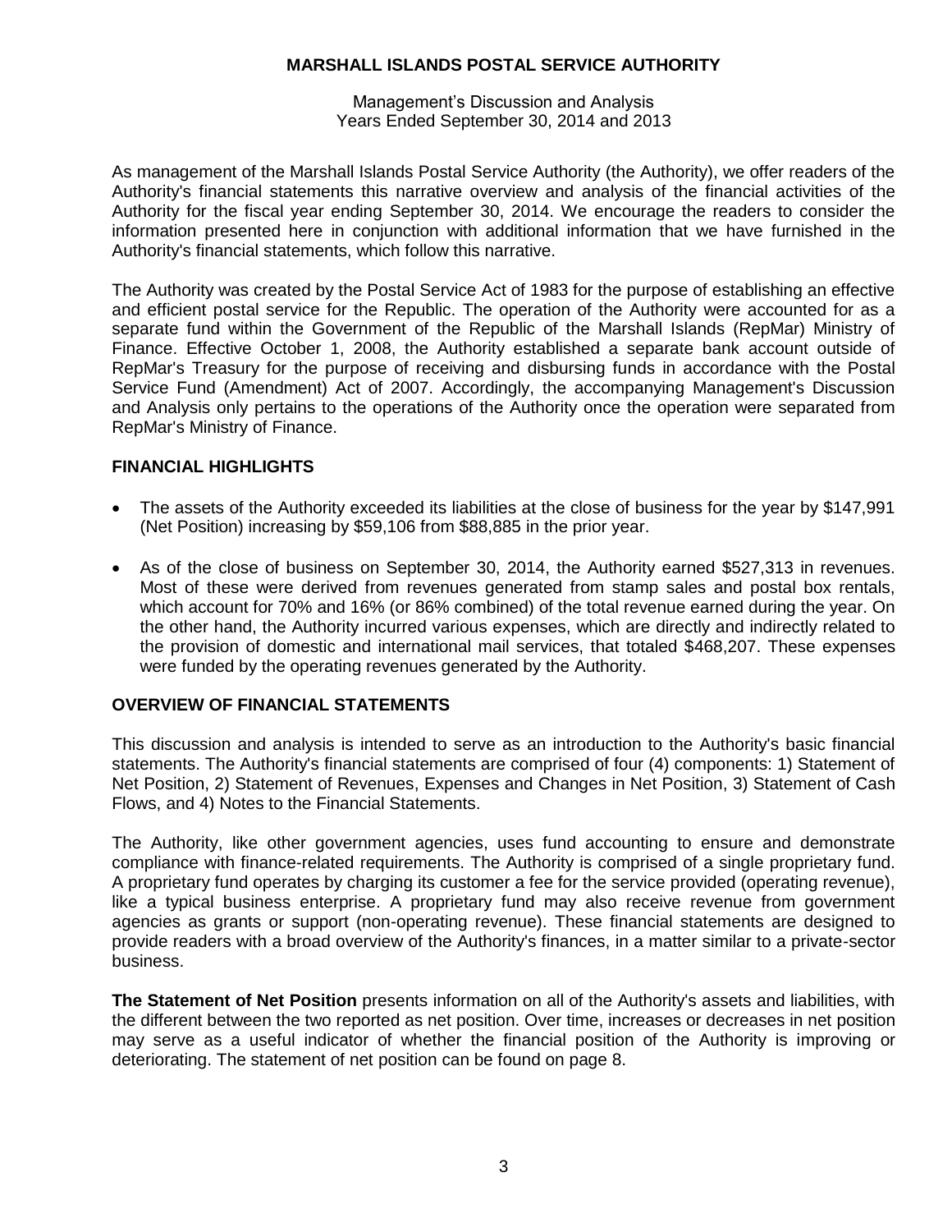**MARSHALL ISLANDS POSTAL SERVICE AUTHORITY**

Management's Discussion and Analysis
Years Ended September 30, 2014 and 2013

As management of the Marshall Islands Postal Service Authority (the Authority), we offer readers of the Authority's financial statements this narrative overview and analysis of the financial activities of the Authority for the fiscal year ending September 30, 2014. We encourage the readers to consider the information presented here in conjunction with additional information that we have furnished in the Authority's financial statements, which follow this narrative.

The Authority was created by the Postal Service Act of 1983 for the purpose of establishing an effective and efficient postal service for the Republic. The operation of the Authority were accounted for as a separate fund within the Government of the Republic of the Marshall Islands (RepMar) Ministry of Finance. Effective October 1, 2008, the Authority established a separate bank account outside of RepMar's Treasury for the purpose of receiving and disbursing funds in accordance with the Postal Service Fund (Amendment) Act of 2007. Accordingly, the accompanying Management's Discussion and Analysis only pertains to the operations of the Authority once the operation were separated from RepMar's Ministry of Finance.

## FINANCIAL HIGHLIGHTS

- The assets of the Authority exceeded its liabilities at the close of business for the year by $147,991 (Net Position) increasing by $59,106 from $88,885 in the prior year.
- As of the close of business on September 30, 2014, the Authority earned $527,313 in revenues. Most of these were derived from revenues generated from stamp sales and postal box rentals, which account for 70% and 16% (or 86% combined) of the total revenue earned during the year. On the other hand, the Authority incurred various expenses, which are directly and indirectly related to the provision of domestic and international mail services, that totaled $468,207. These expenses were funded by the operating revenues generated by the Authority.

## OVERVIEW OF FINANCIAL STATEMENTS

This discussion and analysis is intended to serve as an introduction to the Authority's basic financial statements. The Authority's financial statements are comprised of four (4) components: 1) Statement of Net Position, 2) Statement of Revenues, Expenses and Changes in Net Position, 3) Statement of Cash Flows, and 4) Notes to the Financial Statements.

The Authority, like other government agencies, uses fund accounting to ensure and demonstrate compliance with finance-related requirements. The Authority is comprised of a single proprietary fund. A proprietary fund operates by charging its customer a fee for the service provided (operating revenue), like a typical business enterprise. A proprietary fund may also receive revenue from government agencies as grants or support (non-operating revenue). These financial statements are designed to provide readers with a broad overview of the Authority's finances, in a matter similar to a private-sector business.

**The Statement of Net Position** presents information on all of the Authority's assets and liabilities, with the different between the two reported as net position. Over time, increases or decreases in net position may serve as a useful indicator of whether the financial position of the Authority is improving or deteriorating. The statement of net position can be found on page 8.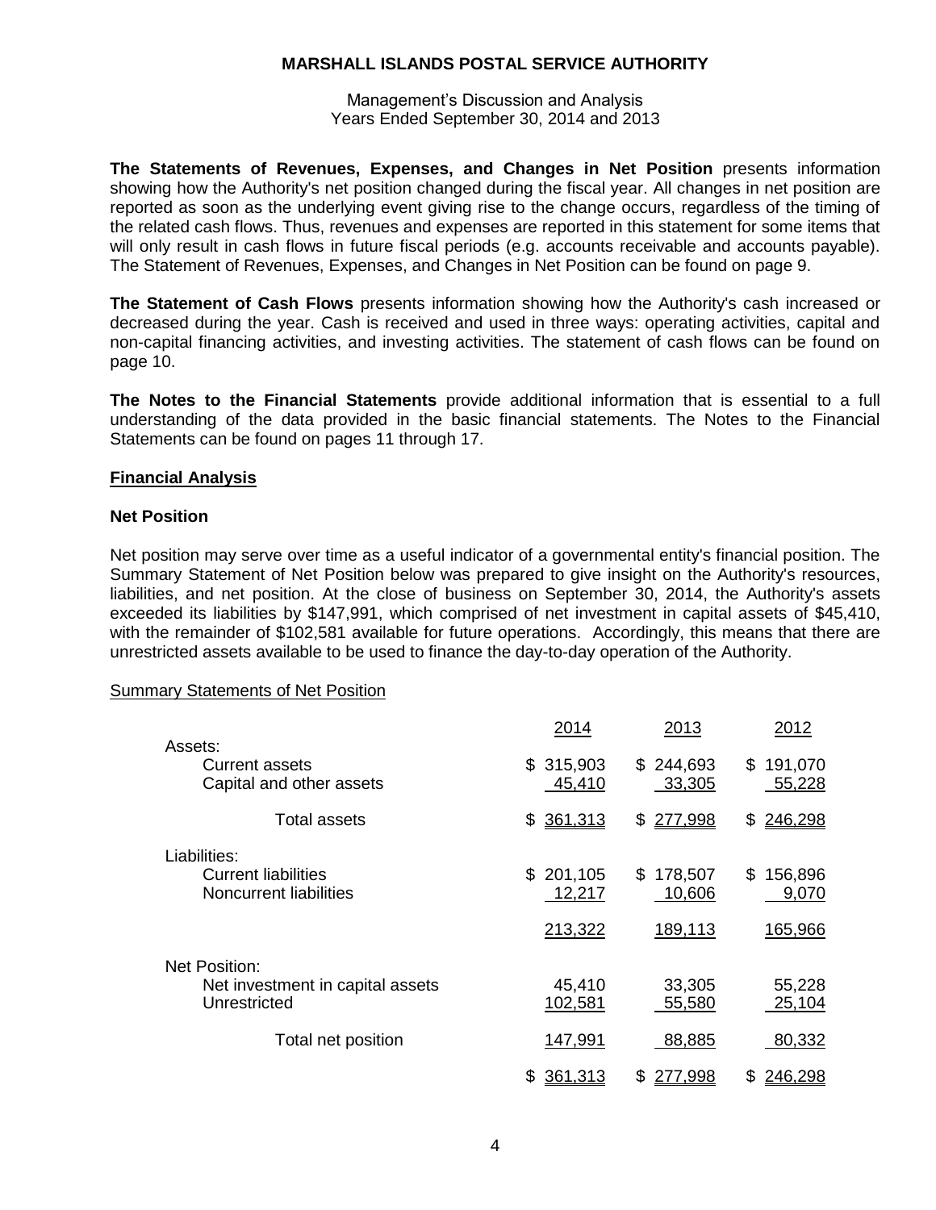**The Statements of Revenues, Expenses, and Changes in Net Position** presents information showing how the Authority's net position changed during the fiscal year. All changes in net position are reported as soon as the underlying event giving rise to the change occurs, regardless of the timing of the related cash flows. Thus, revenues and expenses are reported in this statement for some items that will only result in cash flows in future fiscal periods (e.g. accounts receivable and accounts payable). The Statement of Revenues, Expenses, and Changes in Net Position can be found on page 9.

**The Statement of Cash Flows** presents information showing how the Authority's cash increased or decreased during the year. Cash is received and used in three ways: operating activities, capital and non-capital financing activities, and investing activities. The statement of cash flows can be found on page 10.

**The Notes to the Financial Statements** provide additional information that is essential to a full understanding of the data provided in the basic financial statements. The Notes to the Financial Statements can be found on pages 11 through 17.

## Financial Analysis

### Net Position

Net position may serve over time as a useful indicator of a governmental entity's financial position. The Summary Statement of Net Position below was prepared to give insight on the Authority's resources, liabilities, and net position. At the close of business on September 30, 2014, the Authority's assets exceeded its liabilities by $147,991, which comprised of net investment in capital assets of $45,410, with the remainder of $102,581 available for future operations. Accordingly, this means that there are unrestricted assets available to be used to finance the day-to-day operation of the Authority.

Summary Statements of Net Position

| | 2014 | 2013 | 2012 |
|---|---|---|---|
| Assets: | | | |
| Current assets | $ 315,903 | $ 244,693 | $ 191,070 |
| Capital and other assets | 45,410 | 33,305 | 55,228 |
| Total assets | $ 361,313 | $ 277,998 | $ 246,298 |
| Liabilities: | | | |
| Current liabilities | $ 201,105 | $ 178,507 | $ 156,896 |
| Noncurrent liabilities | 12,217 | 10,606 | 9,070 |
| | 213,322 | 189,113 | 165,966 |
| Net Position: | | | |
| Net investment in capital assets | 45,410 | 33,305 | 55,228 |
| Unrestricted | 102,581 | 55,580 | 25,104 |
| Total net position | 147,991 | 88,885 | 80,332 |
| | $ 361,313 | $ 277,998 | $ 246,298 |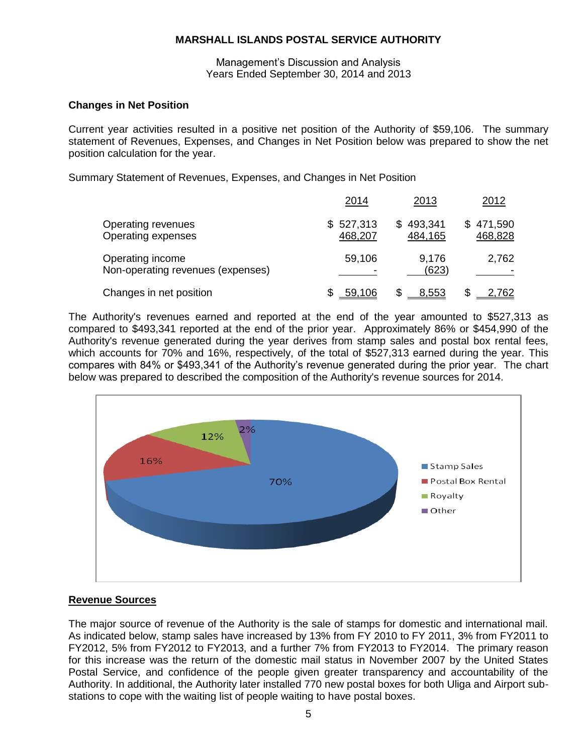# MARSHALL ISLANDS POSTAL SERVICE AUTHORITY

Management's Discussion and Analysis
Years Ended September 30, 2014 and 2013

**Changes in Net Position**

Current year activities resulted in a positive net position of the Authority of $59,106. The summary statement of Revenues, Expenses, and Changes in Net Position below was prepared to show the net position calculation for the year.

Summary Statement of Revenues, Expenses, and Changes in Net Position

| | 2014 | 2013 | 2012 |
|---|---|---|---|
| Operating revenues | $ 527,313 | $ 493,341 | $ 471,590 |
| Operating expenses | 468,207 | 484,165 | 468,828 |
| Operating income | 59,106 | 9,176 | 2,762 |
| Non-operating revenues (expenses) | - | (623) | - |
| Changes in net position | $ 59,106 | $ 8,553 | $ 2,762 |

The Authority's revenues earned and reported at the end of the year amounted to $527,313 as compared to $493,341 reported at the end of the prior year. Approximately 86% or $454,990 of the Authority's revenue generated during the year derives from stamp sales and postal box rental fees, which accounts for 70% and 16%, respectively, of the total of $527,313 earned during the year. This compares with 84% or $493,341 of the Authority's revenue generated during the prior year. The chart below was prepared to described the composition of the Authority's revenue sources for 2014.

Stamp Sales: 70%
Postal Box Rental: 16%
Royalty: 12%
Other: 2%

**Revenue Sources**

The major source of revenue of the Authority is the sale of stamps for domestic and international mail. As indicated below, stamp sales have increased by 13% from FY 2010 to FY 2011, 3% from FY2011 to FY2012, 5% from FY2012 to FY2013, and a further 7% from FY2013 to FY2014. The primary reason for this increase was the return of the domestic mail status in November 2007 by the United States Postal Service, and confidence of the people given greater transparency and accountability of the Authority. In additional, the Authority later installed 770 new postal boxes for both Uliga and Airport sub-stations to cope with the waiting list of people waiting to have postal boxes.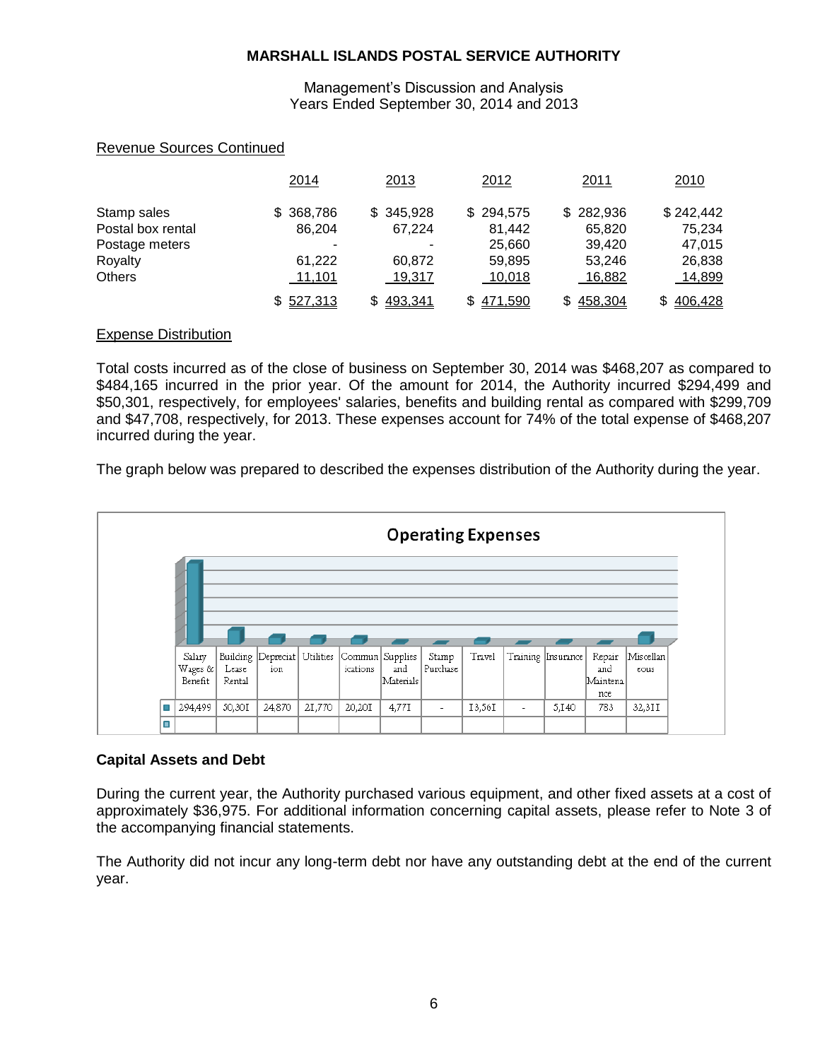## Revenue Sources Continued

| | 2014 | 2013 | 2012 | 2011 | 2010 |
|---|---|---|---|---|---|
| Stamp sales | $ 368,786 | $ 345,928 | $ 294,575 | $ 282,936 | $ 242,442 |
| Postal box rental | 86,204 | 67,224 | 81,442 | 65,820 | 75,234 |
| Postage meters | - | - | 25,660 | 39,420 | 47,015 |
| Royalty | 61,222 | 60,872 | 59,895 | 53,246 | 26,838 |
| Others | 11,101 | 19,317 | 10,018 | 16,882 | 14,899 |
| | $ 527,313 | $ 493,341 | $ 471,590 | $ 458,304 | $ 406,428 |

## Expense Distribution

Total costs incurred as of the close of business on September 30, 2014 was $468,207 as compared to $484,165 incurred in the prior year. Of the amount for 2014, the Authority incurred $294,499 and $50,301, respectively, for employees' salaries, benefits and building rental as compared with $299,709 and $47,708, respectively, for 2013. These expenses account for 74% of the total expense of $468,207 incurred during the year.

The graph below was prepared to described the expenses distribution of the Authority during the year.

**Operating Expenses**

| Salary Wages & Benefit | Building Lease Rental | Depreciation | Utilities | Communications | Supplies and Materials | Stamp Purchase | Travel | Training | Insurance | Repair and Maintenance | Miscellaneous |
|---|---|---|---|---|---|---|---|---|---|---|---|
| 294,499 | 50,301 | 24,870 | 21,770 | 20,201 | 4,771 | - | 13,561 | - | 5,140 | 783 | 32,311 |

## Capital Assets and Debt

During the current year, the Authority purchased various equipment, and other fixed assets at a cost of approximately $36,975. For additional information concerning capital assets, please refer to Note 3 of the accompanying financial statements.

The Authority did not incur any long-term debt nor have any outstanding debt at the end of the current year.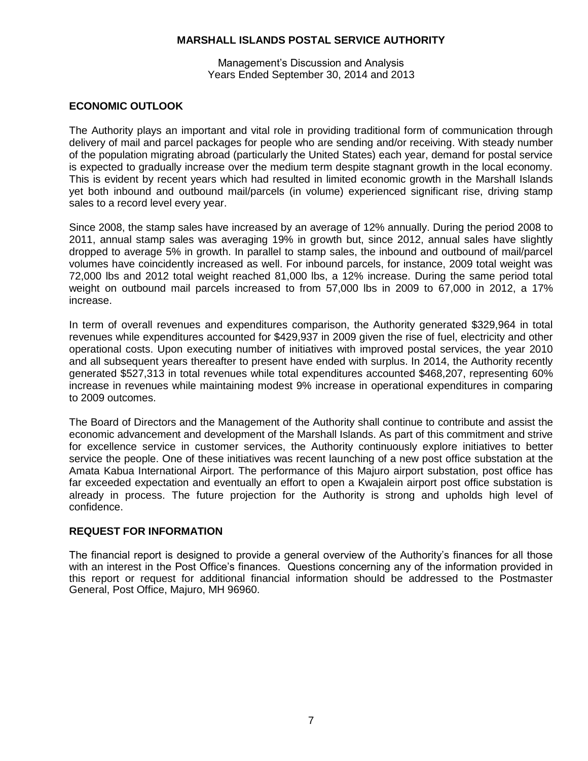## ECONOMIC OUTLOOK

The Authority plays an important and vital role in providing traditional form of communication through delivery of mail and parcel packages for people who are sending and/or receiving. With steady number of the population migrating abroad (particularly the United States) each year, demand for postal service is expected to gradually increase over the medium term despite stagnant growth in the local economy. This is evident by recent years which had resulted in limited economic growth in the Marshall Islands yet both inbound and outbound mail/parcels (in volume) experienced significant rise, driving stamp sales to a record level every year.

Since 2008, the stamp sales have increased by an average of 12% annually. During the period 2008 to 2011, annual stamp sales was averaging 19% in growth but, since 2012, annual sales have slightly dropped to average 5% in growth. In parallel to stamp sales, the inbound and outbound of mail/parcel volumes have coincidently increased as well. For inbound parcels, for instance, 2009 total weight was 72,000 lbs and 2012 total weight reached 81,000 lbs, a 12% increase. During the same period total weight on outbound mail parcels increased to from 57,000 lbs in 2009 to 67,000 in 2012, a 17% increase.

In term of overall revenues and expenditures comparison, the Authority generated $329,964 in total revenues while expenditures accounted for $429,937 in 2009 given the rise of fuel, electricity and other operational costs. Upon executing number of initiatives with improved postal services, the year 2010 and all subsequent years thereafter to present have ended with surplus. In 2014, the Authority recently generated $527,313 in total revenues while total expenditures accounted $468,207, representing 60% increase in revenues while maintaining modest 9% increase in operational expenditures in comparing to 2009 outcomes.

The Board of Directors and the Management of the Authority shall continue to contribute and assist the economic advancement and development of the Marshall Islands. As part of this commitment and strive for excellence service in customer services, the Authority continuously explore initiatives to better service the people. One of these initiatives was recent launching of a new post office substation at the Amata Kabua International Airport. The performance of this Majuro airport substation, post office has far exceeded expectation and eventually an effort to open a Kwajalein airport post office substation is already in process. The future projection for the Authority is strong and upholds high level of confidence.

## REQUEST FOR INFORMATION

The financial report is designed to provide a general overview of the Authority's finances for all those with an interest in the Post Office's finances. Questions concerning any of the information provided in this report or request for additional financial information should be addressed to the Postmaster General, Post Office, Majuro, MH 96960.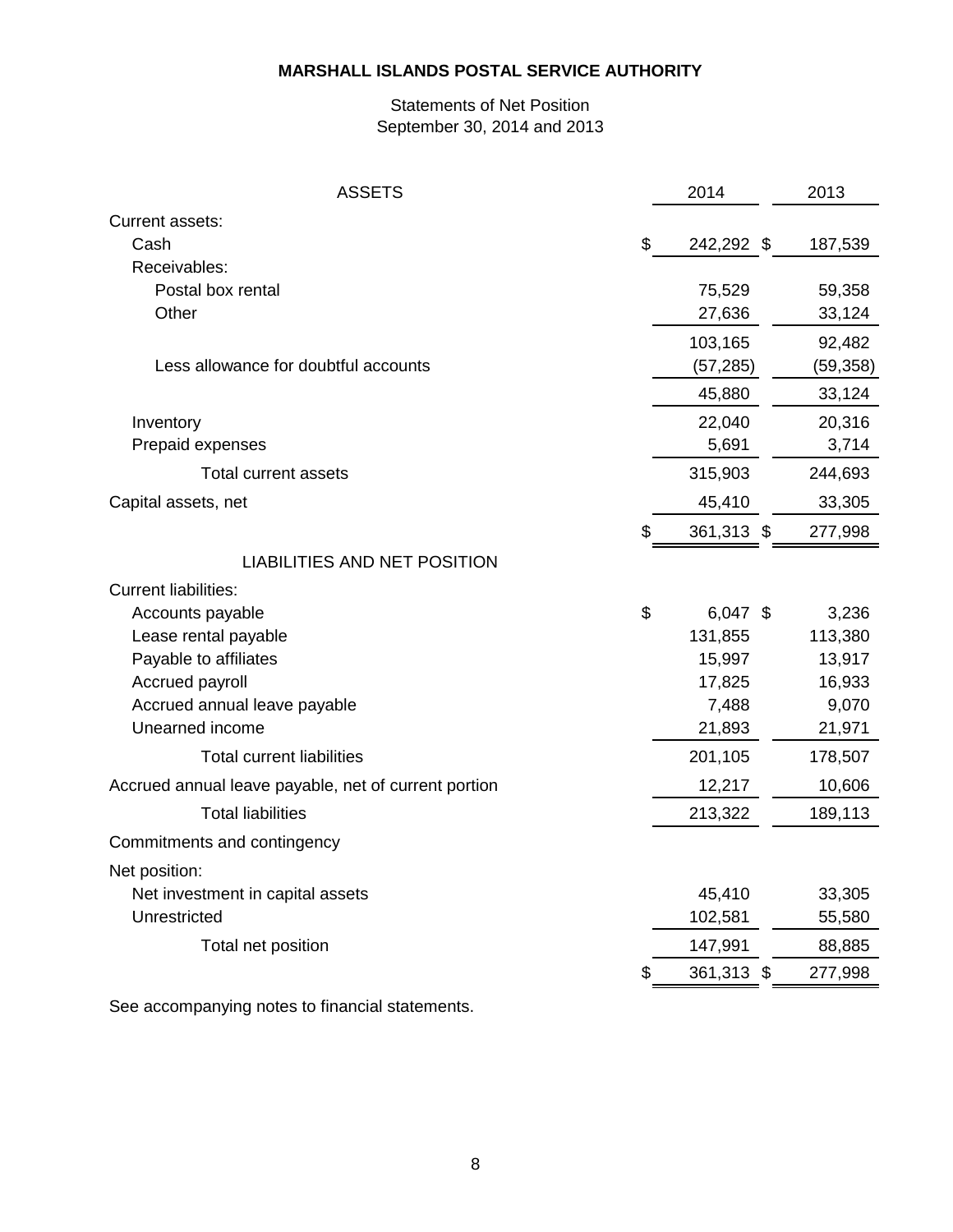**MARSHALL ISLANDS POSTAL SERVICE AUTHORITY**

Statements of Net Position
September 30, 2014 and 2013

| ASSETS | 2014 | 2013 |
|---|---|---|
| Current assets: | | |
| Cash | $ 242,292 | $ 187,539 |
| Receivables: | | |
| Postal box rental | 75,529 | 59,358 |
| Other | 27,636 | 33,124 |
| | 103,165 | 92,482 |
| Less allowance for doubtful accounts | (57,285) | (59,358) |
| | 45,880 | 33,124 |
| Inventory | 22,040 | 20,316 |
| Prepaid expenses | 5,691 | 3,714 |
| Total current assets | 315,903 | 244,693 |
| Capital assets, net | 45,410 | 33,305 |
| | $ 361,313 | $ 277,998 |
| **LIABILITIES AND NET POSITION** | | |
| Current liabilities: | | |
| Accounts payable | $ 6,047 | $ 3,236 |
| Lease rental payable | 131,855 | 113,380 |
| Payable to affiliates | 15,997 | 13,917 |
| Accrued payroll | 17,825 | 16,933 |
| Accrued annual leave payable | 7,488 | 9,070 |
| Unearned income | 21,893 | 21,971 |
| Total current liabilities | 201,105 | 178,507 |
| Accrued annual leave payable, net of current portion | 12,217 | 10,606 |
| Total liabilities | 213,322 | 189,113 |
| Commitments and contingency | | |
| Net position: | | |
| Net investment in capital assets | 45,410 | 33,305 |
| Unrestricted | 102,581 | 55,580 |
| Total net position | 147,991 | 88,885 |
| | $ 361,313 | $ 277,998 |

See accompanying notes to financial statements.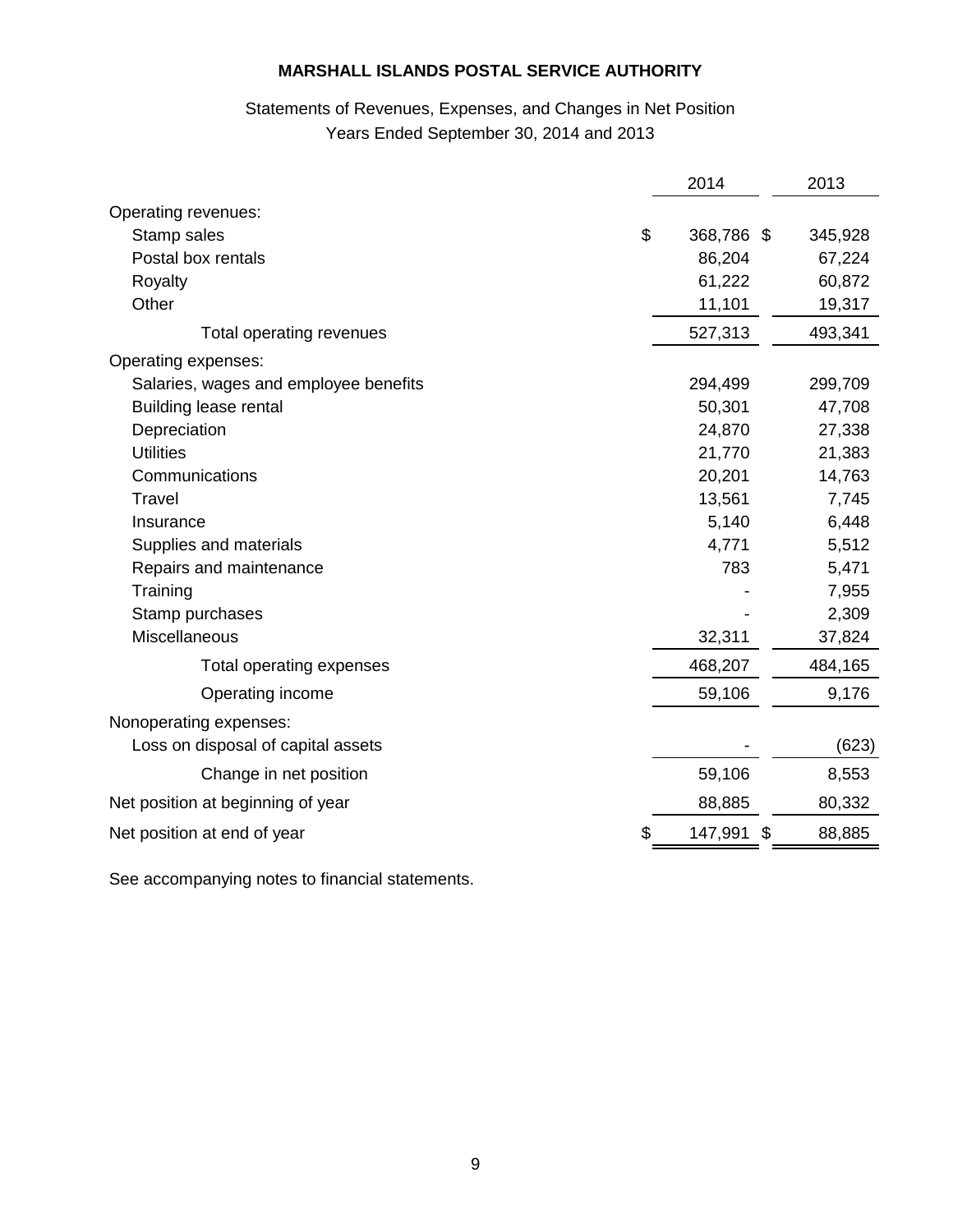**MARSHALL ISLANDS POSTAL SERVICE AUTHORITY**

Statements of Revenues, Expenses, and Changes in Net Position
Years Ended September 30, 2014 and 2013

| | 2014 | 2013 |
|---|---|---|
| Operating revenues: | | |
| Stamp sales | $ 368,786 | $ 345,928 |
| Postal box rentals | 86,204 | 67,224 |
| Royalty | 61,222 | 60,872 |
| Other | 11,101 | 19,317 |
| Total operating revenues | 527,313 | 493,341 |
| Operating expenses: | | |
| Salaries, wages and employee benefits | 294,499 | 299,709 |
| Building lease rental | 50,301 | 47,708 |
| Depreciation | 24,870 | 27,338 |
| Utilities | 21,770 | 21,383 |
| Communications | 20,201 | 14,763 |
| Travel | 13,561 | 7,745 |
| Insurance | 5,140 | 6,448 |
| Supplies and materials | 4,771 | 5,512 |
| Repairs and maintenance | 783 | 5,471 |
| Training | - | 7,955 |
| Stamp purchases | - | 2,309 |
| Miscellaneous | 32,311 | 37,824 |
| Total operating expenses | 468,207 | 484,165 |
| Operating income | 59,106 | 9,176 |
| Nonoperating expenses: | | |
| Loss on disposal of capital assets | - | (623) |
| Change in net position | 59,106 | 8,553 |
| Net position at beginning of year | 88,885 | 80,332 |
| Net position at end of year | $ 147,991 | $ 88,885 |

See accompanying notes to financial statements.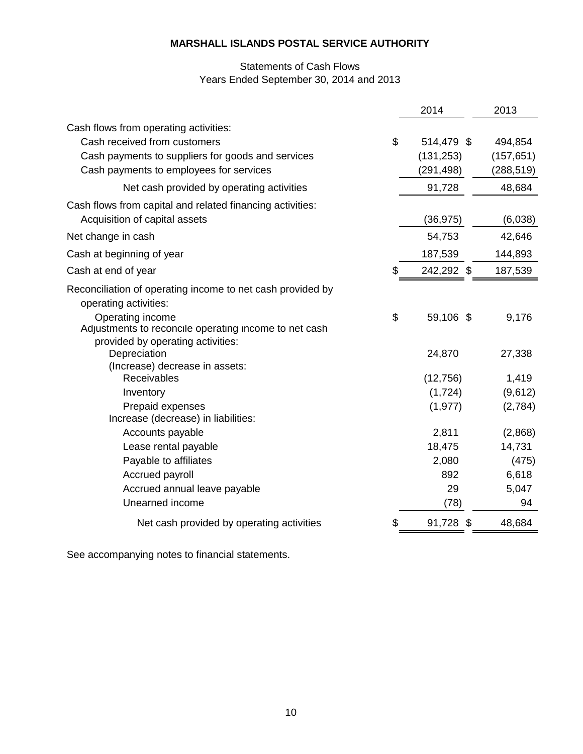# MARSHALL ISLANDS POSTAL SERVICE AUTHORITY

Statements of Cash Flows
Years Ended September 30, 2014 and 2013

| | 2014 | 2013 |
|---|---|---|
| Cash flows from operating activities: | | |
| Cash received from customers | $ 514,479 | $ 494,854 |
| Cash payments to suppliers for goods and services | (131,253) | (157,651) |
| Cash payments to employees for services | (291,498) | (288,519) |
| Net cash provided by operating activities | 91,728 | 48,684 |
| Cash flows from capital and related financing activities: | | |
| Acquisition of capital assets | (36,975) | (6,038) |
| Net change in cash | 54,753 | 42,646 |
| Cash at beginning of year | 187,539 | 144,893 |
| Cash at end of year | $ 242,292 | $ 187,539 |
| Reconciliation of operating income to net cash provided by operating activities: | | |
| Operating income | $ 59,106 | $ 9,176 |
| Adjustments to reconcile operating income to net cash provided by operating activities: | | |
| Depreciation | 24,870 | 27,338 |
| (Increase) decrease in assets: | | |
| Receivables | (12,756) | 1,419 |
| Inventory | (1,724) | (9,612) |
| Prepaid expenses | (1,977) | (2,784) |
| Increase (decrease) in liabilities: | | |
| Accounts payable | 2,811 | (2,868) |
| Lease rental payable | 18,475 | 14,731 |
| Payable to affiliates | 2,080 | (475) |
| Accrued payroll | 892 | 6,618 |
| Accrued annual leave payable | 29 | 5,047 |
| Unearned income | (78) | 94 |
| Net cash provided by operating activities | $ 91,728 | $ 48,684 |

See accompanying notes to financial statements.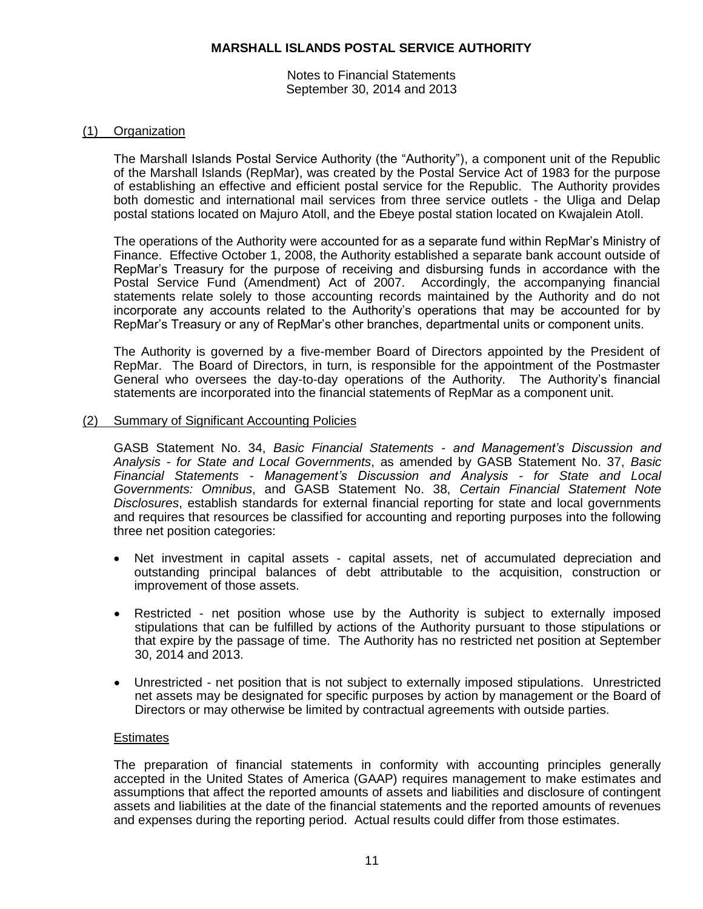# MARSHALL ISLANDS POSTAL SERVICE AUTHORITY

Notes to Financial Statements
September 30, 2014 and 2013

## (1) Organization

The Marshall Islands Postal Service Authority (the "Authority"), a component unit of the Republic of the Marshall Islands (RepMar), was created by the Postal Service Act of 1983 for the purpose of establishing an effective and efficient postal service for the Republic. The Authority provides both domestic and international mail services from three service outlets - the Uliga and Delap postal stations located on Majuro Atoll, and the Ebeye postal station located on Kwajalein Atoll.

The operations of the Authority were accounted for as a separate fund within RepMar's Ministry of Finance. Effective October 1, 2008, the Authority established a separate bank account outside of RepMar's Treasury for the purpose of receiving and disbursing funds in accordance with the Postal Service Fund (Amendment) Act of 2007. Accordingly, the accompanying financial statements relate solely to those accounting records maintained by the Authority and do not incorporate any accounts related to the Authority's operations that may be accounted for by RepMar's Treasury or any of RepMar's other branches, departmental units or component units.

The Authority is governed by a five-member Board of Directors appointed by the President of RepMar. The Board of Directors, in turn, is responsible for the appointment of the Postmaster General who oversees the day-to-day operations of the Authority. The Authority's financial statements are incorporated into the financial statements of RepMar as a component unit.

## (2) Summary of Significant Accounting Policies

GASB Statement No. 34, *Basic Financial Statements - and Management's Discussion and Analysis - for State and Local Governments*, as amended by GASB Statement No. 37, *Basic Financial Statements - Management's Discussion and Analysis - for State and Local Governments: Omnibus*, and GASB Statement No. 38, *Certain Financial Statement Note Disclosures*, establish standards for external financial reporting for state and local governments and requires that resources be classified for accounting and reporting purposes into the following three net position categories:

- Net investment in capital assets - capital assets, net of accumulated depreciation and outstanding principal balances of debt attributable to the acquisition, construction or improvement of those assets.
- Restricted - net position whose use by the Authority is subject to externally imposed stipulations that can be fulfilled by actions of the Authority pursuant to those stipulations or that expire by the passage of time. The Authority has no restricted net position at September 30, 2014 and 2013.
- Unrestricted - net position that is not subject to externally imposed stipulations. Unrestricted net assets may be designated for specific purposes by action by management or the Board of Directors or may otherwise be limited by contractual agreements with outside parties.

### Estimates

The preparation of financial statements in conformity with accounting principles generally accepted in the United States of America (GAAP) requires management to make estimates and assumptions that affect the reported amounts of assets and liabilities and disclosure of contingent assets and liabilities at the date of the financial statements and the reported amounts of revenues and expenses during the reporting period. Actual results could differ from those estimates.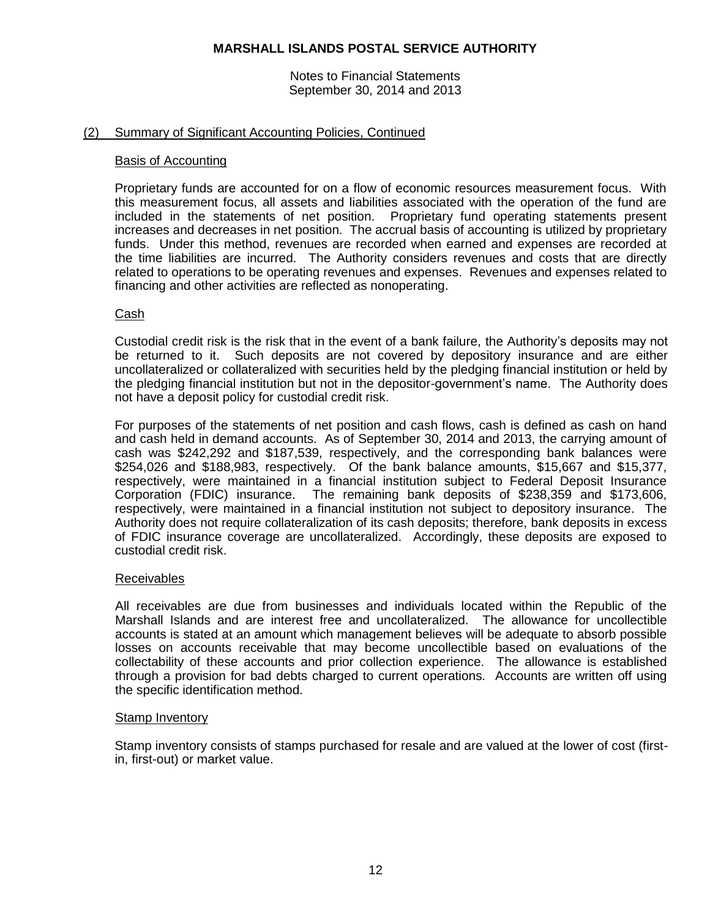## (2) Summary of Significant Accounting Policies, Continued

### Basis of Accounting

Proprietary funds are accounted for on a flow of economic resources measurement focus. With this measurement focus, all assets and liabilities associated with the operation of the fund are included in the statements of net position. Proprietary fund operating statements present increases and decreases in net position. The accrual basis of accounting is utilized by proprietary funds. Under this method, revenues are recorded when earned and expenses are recorded at the time liabilities are incurred. The Authority considers revenues and costs that are directly related to operations to be operating revenues and expenses. Revenues and expenses related to financing and other activities are reflected as nonoperating.

### Cash

Custodial credit risk is the risk that in the event of a bank failure, the Authority's deposits may not be returned to it. Such deposits are not covered by depository insurance and are either uncollateralized or collateralized with securities held by the pledging financial institution or held by the pledging financial institution but not in the depositor-government's name. The Authority does not have a deposit policy for custodial credit risk.

For purposes of the statements of net position and cash flows, cash is defined as cash on hand and cash held in demand accounts. As of September 30, 2014 and 2013, the carrying amount of cash was $242,292 and $187,539, respectively, and the corresponding bank balances were $254,026 and $188,983, respectively. Of the bank balance amounts, $15,667 and $15,377, respectively, were maintained in a financial institution subject to Federal Deposit Insurance Corporation (FDIC) insurance. The remaining bank deposits of $238,359 and $173,606, respectively, were maintained in a financial institution not subject to depository insurance. The Authority does not require collateralization of its cash deposits; therefore, bank deposits in excess of FDIC insurance coverage are uncollateralized. Accordingly, these deposits are exposed to custodial credit risk.

### Receivables

All receivables are due from businesses and individuals located within the Republic of the Marshall Islands and are interest free and uncollateralized. The allowance for uncollectible accounts is stated at an amount which management believes will be adequate to absorb possible losses on accounts receivable that may become uncollectible based on evaluations of the collectability of these accounts and prior collection experience. The allowance is established through a provision for bad debts charged to current operations. Accounts are written off using the specific identification method.

### Stamp Inventory

Stamp inventory consists of stamps purchased for resale and are valued at the lower of cost (first-in, first-out) or market value.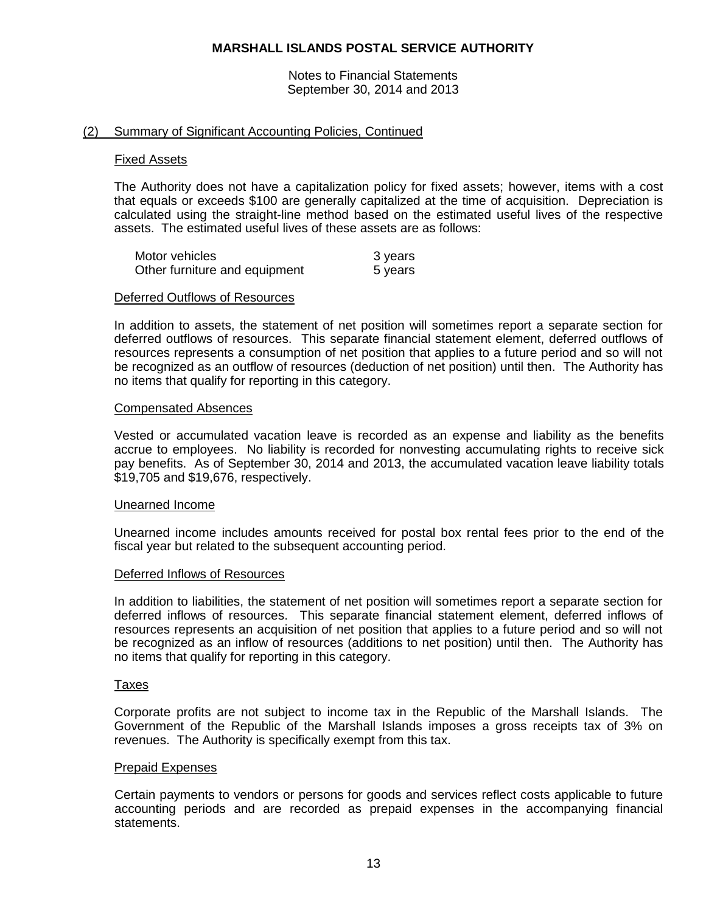# MARSHALL ISLANDS POSTAL SERVICE AUTHORITY

Notes to Financial Statements
September 30, 2014 and 2013

## (2) Summary of Significant Accounting Policies, Continued

### Fixed Assets

The Authority does not have a capitalization policy for fixed assets; however, items with a cost that equals or exceeds $100 are generally capitalized at the time of acquisition. Depreciation is calculated using the straight-line method based on the estimated useful lives of the respective assets. The estimated useful lives of these assets are as follows:

| | |
|---|---|
| Motor vehicles | 3 years |
| Other furniture and equipment | 5 years |

### Deferred Outflows of Resources

In addition to assets, the statement of net position will sometimes report a separate section for deferred outflows of resources. This separate financial statement element, deferred outflows of resources represents a consumption of net position that applies to a future period and so will not be recognized as an outflow of resources (deduction of net position) until then. The Authority has no items that qualify for reporting in this category.

### Compensated Absences

Vested or accumulated vacation leave is recorded as an expense and liability as the benefits accrue to employees. No liability is recorded for nonvesting accumulating rights to receive sick pay benefits. As of September 30, 2014 and 2013, the accumulated vacation leave liability totals $19,705 and $19,676, respectively.

### Unearned Income

Unearned income includes amounts received for postal box rental fees prior to the end of the fiscal year but related to the subsequent accounting period.

### Deferred Inflows of Resources

In addition to liabilities, the statement of net position will sometimes report a separate section for deferred inflows of resources. This separate financial statement element, deferred inflows of resources represents an acquisition of net position that applies to a future period and so will not be recognized as an inflow of resources (additions to net position) until then. The Authority has no items that qualify for reporting in this category.

### Taxes

Corporate profits are not subject to income tax in the Republic of the Marshall Islands. The Government of the Republic of the Marshall Islands imposes a gross receipts tax of 3% on revenues. The Authority is specifically exempt from this tax.

### Prepaid Expenses

Certain payments to vendors or persons for goods and services reflect costs applicable to future accounting periods and are recorded as prepaid expenses in the accompanying financial statements.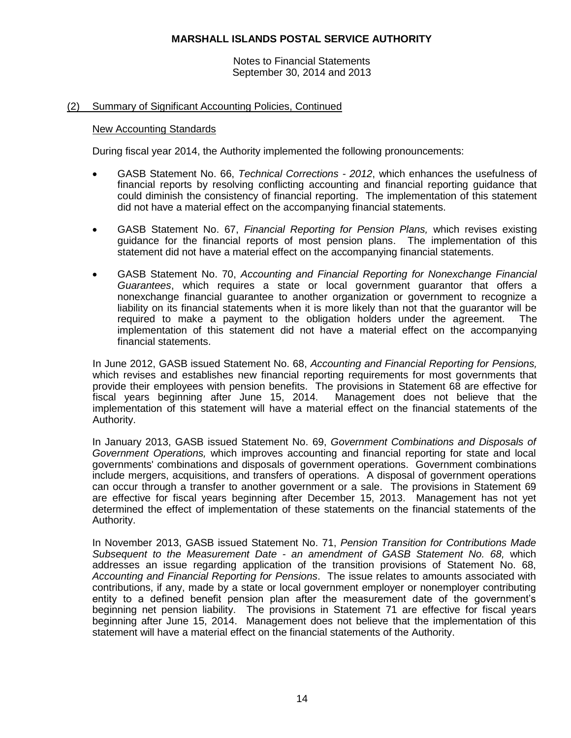## (2) Summary of Significant Accounting Policies, Continued

### New Accounting Standards

During fiscal year 2014, the Authority implemented the following pronouncements:

- GASB Statement No. 66, *Technical Corrections - 2012*, which enhances the usefulness of financial reports by resolving conflicting accounting and financial reporting guidance that could diminish the consistency of financial reporting. The implementation of this statement did not have a material effect on the accompanying financial statements.

- GASB Statement No. 67, *Financial Reporting for Pension Plans,* which revises existing guidance for the financial reports of most pension plans. The implementation of this statement did not have a material effect on the accompanying financial statements.

- GASB Statement No. 70, *Accounting and Financial Reporting for Nonexchange Financial Guarantees*, which requires a state or local government guarantor that offers a nonexchange financial guarantee to another organization or government to recognize a liability on its financial statements when it is more likely than not that the guarantor will be required to make a payment to the obligation holders under the agreement. The implementation of this statement did not have a material effect on the accompanying financial statements.

In June 2012, GASB issued Statement No. 68, *Accounting and Financial Reporting for Pensions,* which revises and establishes new financial reporting requirements for most governments that provide their employees with pension benefits. The provisions in Statement 68 are effective for fiscal years beginning after June 15, 2014. Management does not believe that the implementation of this statement will have a material effect on the financial statements of the Authority.

In January 2013, GASB issued Statement No. 69, *Government Combinations and Disposals of Government Operations,* which improves accounting and financial reporting for state and local governments' combinations and disposals of government operations. Government combinations include mergers, acquisitions, and transfers of operations. A disposal of government operations can occur through a transfer to another government or a sale. The provisions in Statement 69 are effective for fiscal years beginning after December 15, 2013. Management has not yet determined the effect of implementation of these statements on the financial statements of the Authority.

In November 2013, GASB issued Statement No. 71, *Pension Transition for Contributions Made Subsequent to the Measurement Date - an amendment of GASB Statement No. 68,* which addresses an issue regarding application of the transition provisions of Statement No. 68, *Accounting and Financial Reporting for Pensions*. The issue relates to amounts associated with contributions, if any, made by a state or local government employer or nonemployer contributing entity to a defined benefit pension plan after the measurement date of the government's beginning net pension liability. The provisions in Statement 71 are effective for fiscal years beginning after June 15, 2014. Management does not believe that the implementation of this statement will have a material effect on the financial statements of the Authority.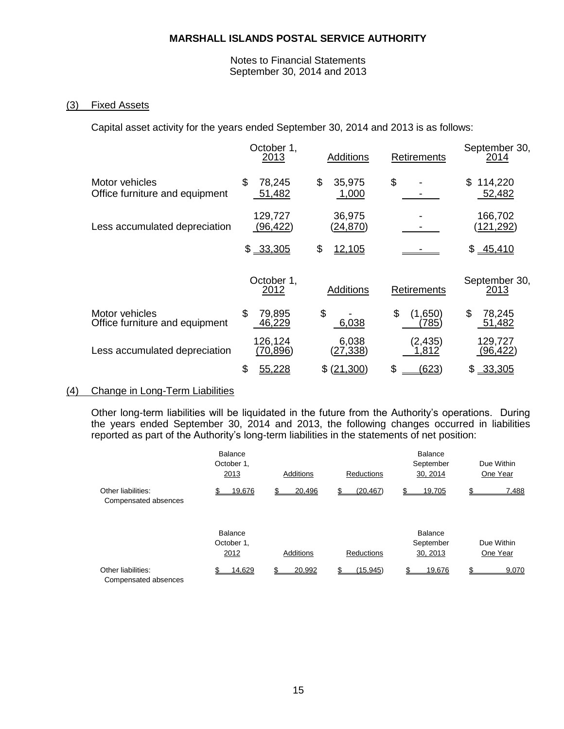**MARSHALL ISLANDS POSTAL SERVICE AUTHORITY**

Notes to Financial Statements
September 30, 2014 and 2013

## (3) Fixed Assets

Capital asset activity for the years ended September 30, 2014 and 2013 is as follows:

| | October 1, 2013 | Additions | Retirements | September 30, 2014 |
|---|---|---|---|---|
| Motor vehicles | $ 78,245 | $ 35,975 | $ - | $ 114,220 |
| Office furniture and equipment | 51,482 | 1,000 | - | 52,482 |
| | 129,727 | 36,975 | - | 166,702 |
| Less accumulated depreciation | (96,422) | (24,870) | - | (121,292) |
| | $ 33,305 | $ 12,105 | - | $ 45,410 |

| | October 1, 2012 | Additions | Retirements | September 30, 2013 |
|---|---|---|---|---|
| Motor vehicles | $ 79,895 | $ - | $ (1,650) | $ 78,245 |
| Office furniture and equipment | 46,229 | 6,038 | (785) | 51,482 |
| | 126,124 | 6,038 | (2,435) | 129,727 |
| Less accumulated depreciation | (70,896) | (27,338) | 1,812 | (96,422) |
| | $ 55,228 | $ (21,300) | $ (623) | $ 33,305 |

## (4) Change in Long-Term Liabilities

Other long-term liabilities will be liquidated in the future from the Authority's operations. During the years ended September 30, 2014 and 2013, the following changes occurred in liabilities reported as part of the Authority's long-term liabilities in the statements of net position:

| | Balance October 1, 2013 | Additions | Reductions | Balance September 30, 2014 | Due Within One Year |
|---|---|---|---|---|---|
| Other liabilities: Compensated absences | $ 19,676 | $ 20,496 | $ (20,467) | $ 19,705 | $ 7,488 |

| | Balance October 1, 2012 | Additions | Reductions | Balance September 30, 2013 | Due Within One Year |
|---|---|---|---|---|---|
| Other liabilities: Compensated absences | $ 14,629 | $ 20,992 | $ (15,945) | $ 19,676 | $ 9,070 |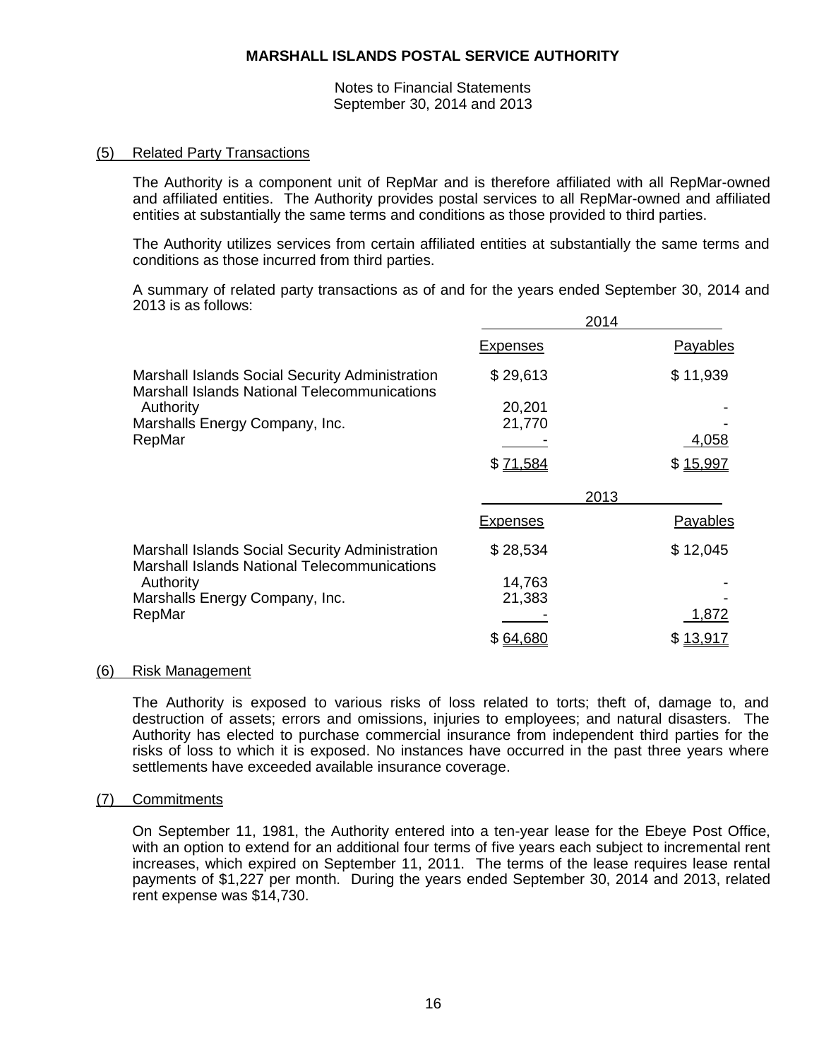# MARSHALL ISLANDS POSTAL SERVICE AUTHORITY

Notes to Financial Statements
September 30, 2014 and 2013

## (5) Related Party Transactions

The Authority is a component unit of RepMar and is therefore affiliated with all RepMar-owned and affiliated entities. The Authority provides postal services to all RepMar-owned and affiliated entities at substantially the same terms and conditions as those provided to third parties.

The Authority utilizes services from certain affiliated entities at substantially the same terms and conditions as those incurred from third parties.

A summary of related party transactions as of and for the years ended September 30, 2014 and 2013 is as follows:

| | 2014 | |
|---|---|---|
| | Expenses | Payables |
| Marshall Islands Social Security Administration | $ 29,613 | $ 11,939 |
| Marshall Islands National Telecommunications Authority | 20,201 | - |
| Marshalls Energy Company, Inc. | 21,770 | - |
| RepMar | - | 4,058 |
| | $ 71,584 | $ 15,997 |

| | 2013 | |
|---|---|---|
| | Expenses | Payables |
| Marshall Islands Social Security Administration | $ 28,534 | $ 12,045 |
| Marshall Islands National Telecommunications Authority | 14,763 | - |
| Marshalls Energy Company, Inc. | 21,383 | - |
| RepMar | - | 1,872 |
| | $ 64,680 | $ 13,917 |

## (6) Risk Management

The Authority is exposed to various risks of loss related to torts; theft of, damage to, and destruction of assets; errors and omissions, injuries to employees; and natural disasters. The Authority has elected to purchase commercial insurance from independent third parties for the risks of loss to which it is exposed. No instances have occurred in the past three years where settlements have exceeded available insurance coverage.

## (7) Commitments

On September 11, 1981, the Authority entered into a ten-year lease for the Ebeye Post Office, with an option to extend for an additional four terms of five years each subject to incremental rent increases, which expired on September 11, 2011. The terms of the lease requires lease rental payments of $1,227 per month. During the years ended September 30, 2014 and 2013, related rent expense was $14,730.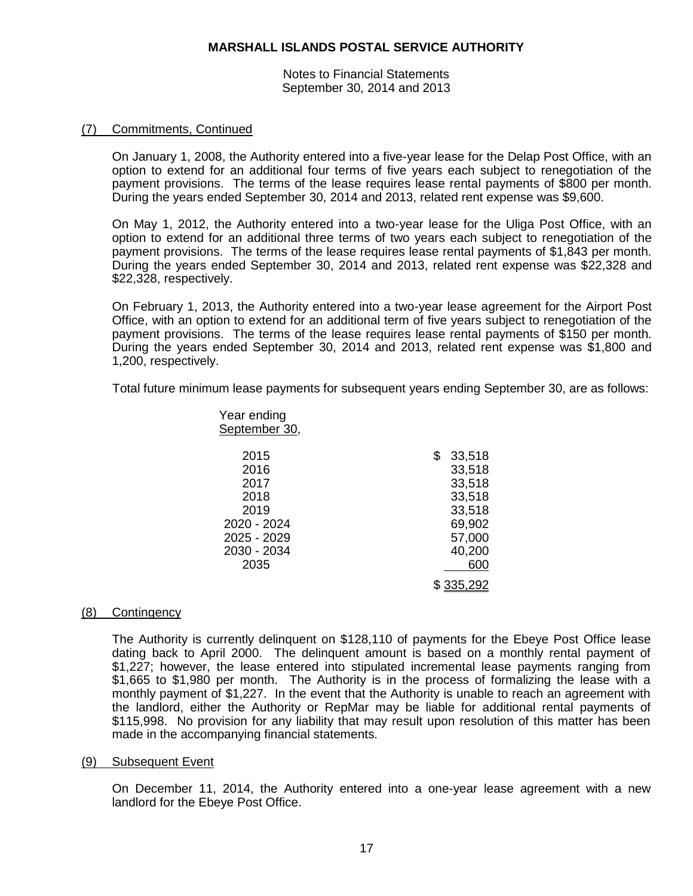## (7) Commitments, Continued

On January 1, 2008, the Authority entered into a five-year lease for the Delap Post Office, with an option to extend for an additional four terms of five years each subject to renegotiation of the payment provisions. The terms of the lease requires lease rental payments of $800 per month. During the years ended September 30, 2014 and 2013, related rent expense was $9,600.

On May 1, 2012, the Authority entered into a two-year lease for the Uliga Post Office, with an option to extend for an additional three terms of two years each subject to renegotiation of the payment provisions. The terms of the lease requires lease rental payments of $1,843 per month. During the years ended September 30, 2014 and 2013, related rent expense was $22,328 and $22,328, respectively.

On February 1, 2013, the Authority entered into a two-year lease agreement for the Airport Post Office, with an option to extend for an additional term of five years subject to renegotiation of the payment provisions. The terms of the lease requires lease rental payments of $150 per month. During the years ended September 30, 2014 and 2013, related rent expense was $1,800 and 1,200, respectively.

Total future minimum lease payments for subsequent years ending September 30, are as follows:

| Year ending September 30, | |
|---|---|
| 2015 | $ 33,518 |
| 2016 | 33,518 |
| 2017 | 33,518 |
| 2018 | 33,518 |
| 2019 | 33,518 |
| 2020 - 2024 | 69,902 |
| 2025 - 2029 | 57,000 |
| 2030 - 2034 | 40,200 |
| 2035 | 600 |
| | $ 335,292 |

## (8) Contingency

The Authority is currently delinquent on $128,110 of payments for the Ebeye Post Office lease dating back to April 2000. The delinquent amount is based on a monthly rental payment of $1,227; however, the lease entered into stipulated incremental lease payments ranging from $1,665 to $1,980 per month. The Authority is in the process of formalizing the lease with a monthly payment of $1,227. In the event that the Authority is unable to reach an agreement with the landlord, either the Authority or RepMar may be liable for additional rental payments of $115,998. No provision for any liability that may result upon resolution of this matter has been made in the accompanying financial statements.

## (9) Subsequent Event

On December 11, 2014, the Authority entered into a one-year lease agreement with a new landlord for the Ebeye Post Office.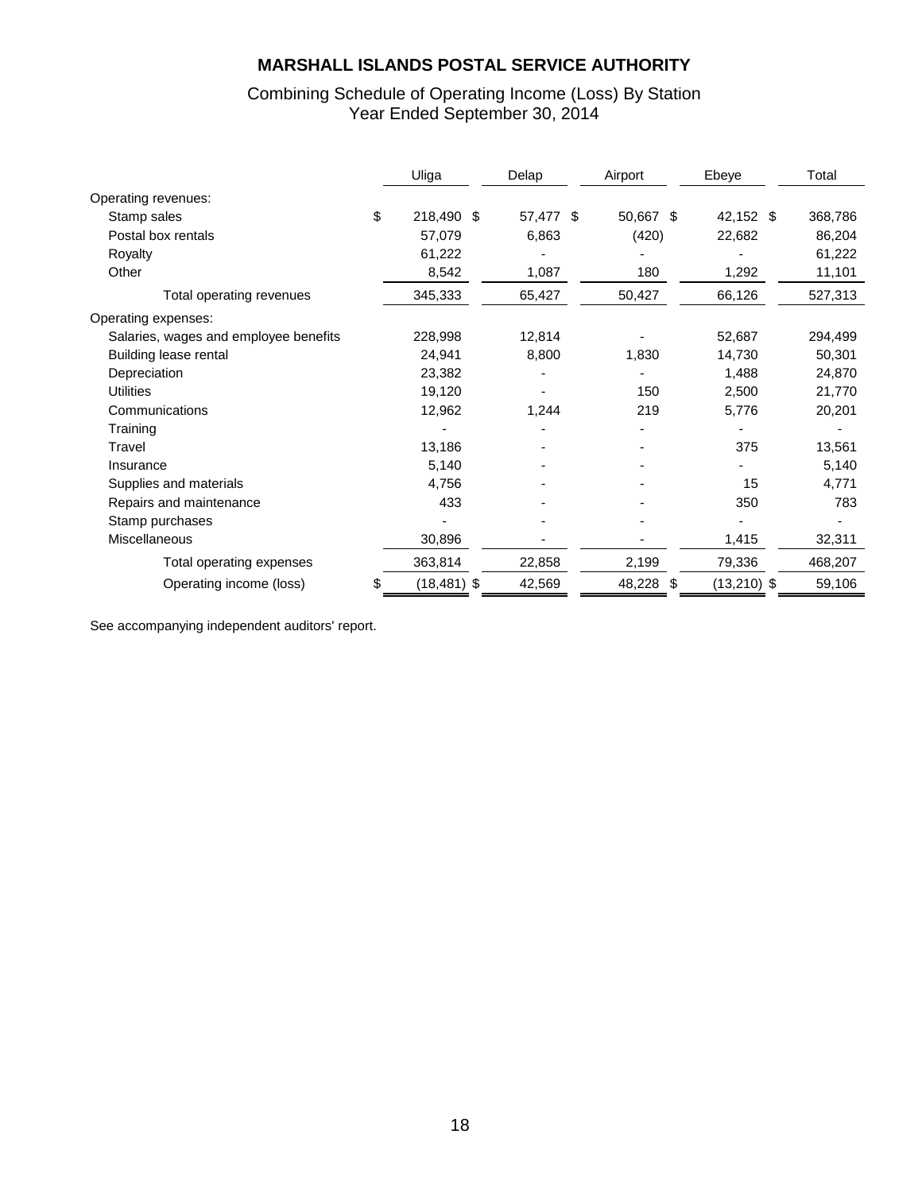# MARSHALL ISLANDS POSTAL SERVICE AUTHORITY

## Combining Schedule of Operating Income (Loss) By Station
## Year Ended September 30, 2014

| | Uliga | Delap | Airport | Ebeye | Total |
|---|---|---|---|---|---|
| Operating revenues: | | | | | |
| Stamp sales | $ 218,490 | $ 57,477 | $ 50,667 | $ 42,152 | $ 368,786 |
| Postal box rentals | 57,079 | 6,863 | (420) | 22,682 | 86,204 |
| Royalty | 61,222 | - | - | - | 61,222 |
| Other | 8,542 | 1,087 | 180 | 1,292 | 11,101 |
| Total operating revenues | 345,333 | 65,427 | 50,427 | 66,126 | 527,313 |
| Operating expenses: | | | | | |
| Salaries, wages and employee benefits | 228,998 | 12,814 | - | 52,687 | 294,499 |
| Building lease rental | 24,941 | 8,800 | 1,830 | 14,730 | 50,301 |
| Depreciation | 23,382 | - | - | 1,488 | 24,870 |
| Utilities | 19,120 | - | 150 | 2,500 | 21,770 |
| Communications | 12,962 | 1,244 | 219 | 5,776 | 20,201 |
| Training | - | - | - | - | - |
| Travel | 13,186 | - | - | 375 | 13,561 |
| Insurance | 5,140 | - | - | - | 5,140 |
| Supplies and materials | 4,756 | - | - | 15 | 4,771 |
| Repairs and maintenance | 433 | - | - | 350 | 783 |
| Stamp purchases | - | - | - | - | - |
| Miscellaneous | 30,896 | - | - | 1,415 | 32,311 |
| Total operating expenses | 363,814 | 22,858 | 2,199 | 79,336 | 468,207 |
| Operating income (loss) | $ (18,481) | $ 42,569 | $ 48,228 | $ (13,210) | $ 59,106 |

See accompanying independent auditors' report.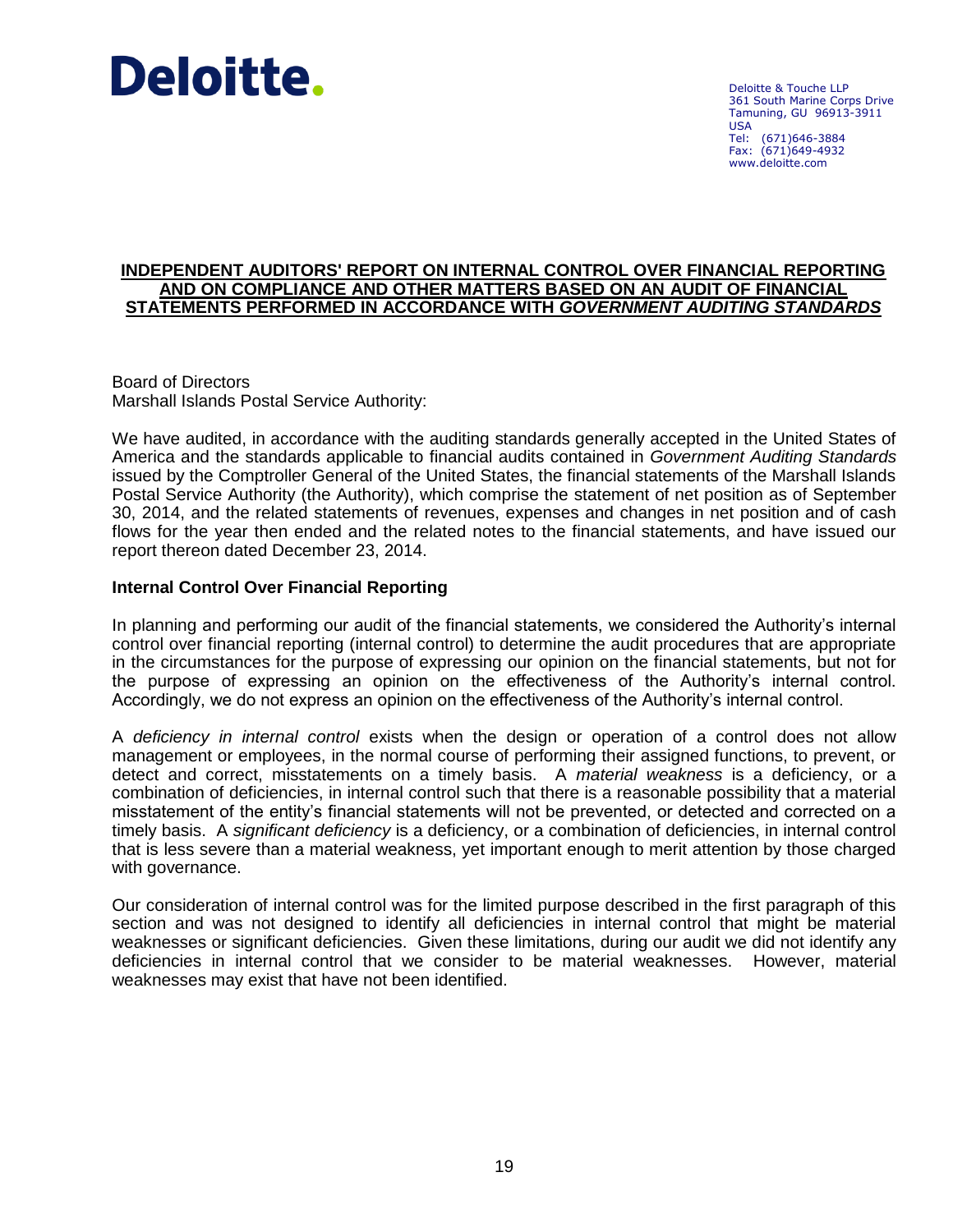Deloitte.

Deloitte & Touche LLP
361 South Marine Corps Drive
Tamuning, GU 96913-3911
USA
Tel: (671)646-3884
Fax: (671)649-4932
www.deloitte.com

# INDEPENDENT AUDITORS' REPORT ON INTERNAL CONTROL OVER FINANCIAL REPORTING AND ON COMPLIANCE AND OTHER MATTERS BASED ON AN AUDIT OF FINANCIAL STATEMENTS PERFORMED IN ACCORDANCE WITH *GOVERNMENT AUDITING STANDARDS*

Board of Directors
Marshall Islands Postal Service Authority:

We have audited, in accordance with the auditing standards generally accepted in the United States of America and the standards applicable to financial audits contained in *Government Auditing Standards* issued by the Comptroller General of the United States, the financial statements of the Marshall Islands Postal Service Authority (the Authority), which comprise the statement of net position as of September 30, 2014, and the related statements of revenues, expenses and changes in net position and of cash flows for the year then ended and the related notes to the financial statements, and have issued our report thereon dated December 23, 2014.

## Internal Control Over Financial Reporting

In planning and performing our audit of the financial statements, we considered the Authority's internal control over financial reporting (internal control) to determine the audit procedures that are appropriate in the circumstances for the purpose of expressing our opinion on the financial statements, but not for the purpose of expressing an opinion on the effectiveness of the Authority's internal control. Accordingly, we do not express an opinion on the effectiveness of the Authority's internal control.

A *deficiency in internal control* exists when the design or operation of a control does not allow management or employees, in the normal course of performing their assigned functions, to prevent, or detect and correct, misstatements on a timely basis. A *material weakness* is a deficiency, or a combination of deficiencies, in internal control such that there is a reasonable possibility that a material misstatement of the entity's financial statements will not be prevented, or detected and corrected on a timely basis. A *significant deficiency* is a deficiency, or a combination of deficiencies, in internal control that is less severe than a material weakness, yet important enough to merit attention by those charged with governance.

Our consideration of internal control was for the limited purpose described in the first paragraph of this section and was not designed to identify all deficiencies in internal control that might be material weaknesses or significant deficiencies. Given these limitations, during our audit we did not identify any deficiencies in internal control that we consider to be material weaknesses. However, material weaknesses may exist that have not been identified.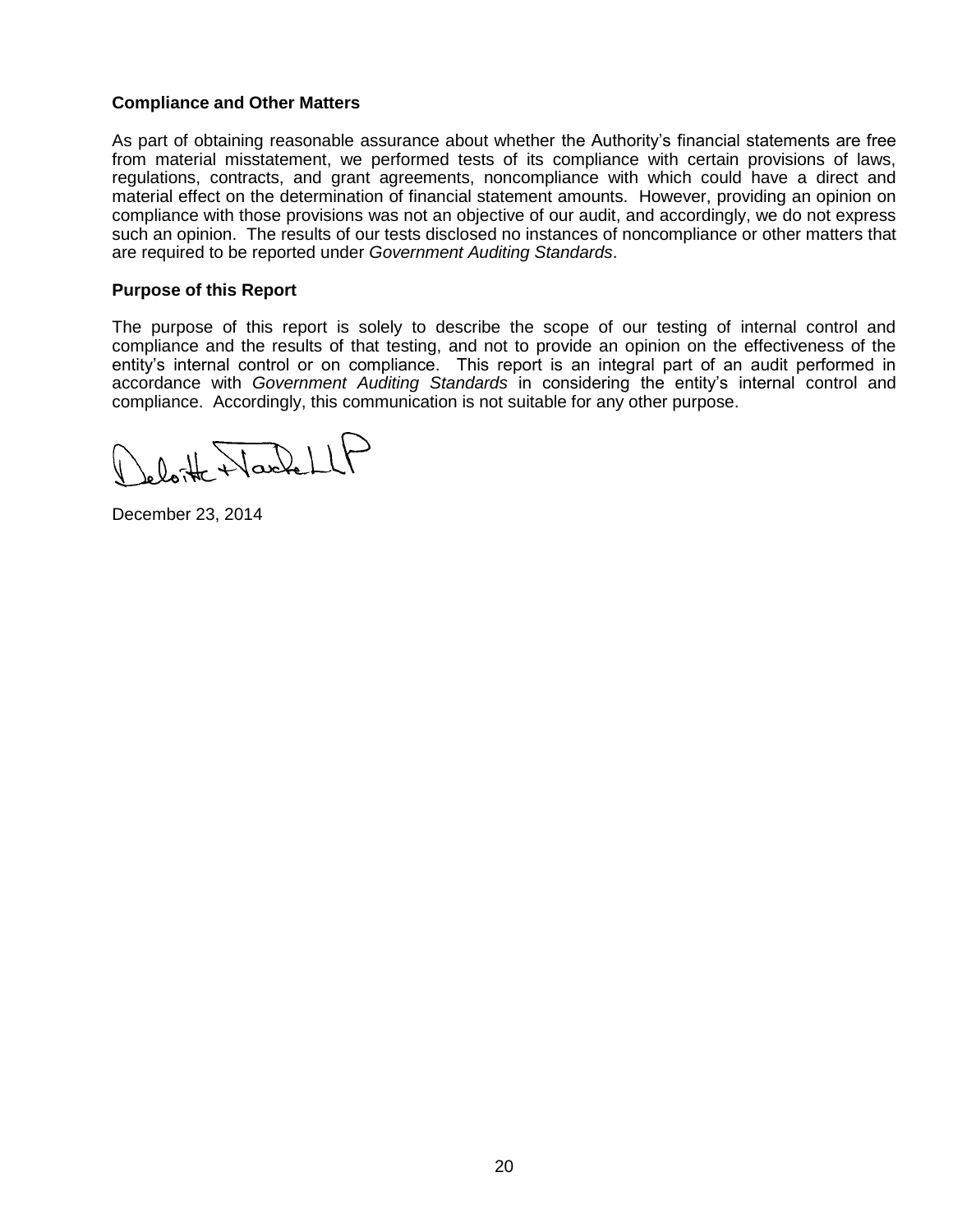**Compliance and Other Matters**

As part of obtaining reasonable assurance about whether the Authority's financial statements are free from material misstatement, we performed tests of its compliance with certain provisions of laws, regulations, contracts, and grant agreements, noncompliance with which could have a direct and material effect on the determination of financial statement amounts. However, providing an opinion on compliance with those provisions was not an objective of our audit, and accordingly, we do not express such an opinion. The results of our tests disclosed no instances of noncompliance or other matters that are required to be reported under *Government Auditing Standards*.

**Purpose of this Report**

The purpose of this report is solely to describe the scope of our testing of internal control and compliance and the results of that testing, and not to provide an opinion on the effectiveness of the entity's internal control or on compliance. This report is an integral part of an audit performed in accordance with *Government Auditing Standards* in considering the entity's internal control and compliance. Accordingly, this communication is not suitable for any other purpose.

Deloitte & Touche LLP

December 23, 2014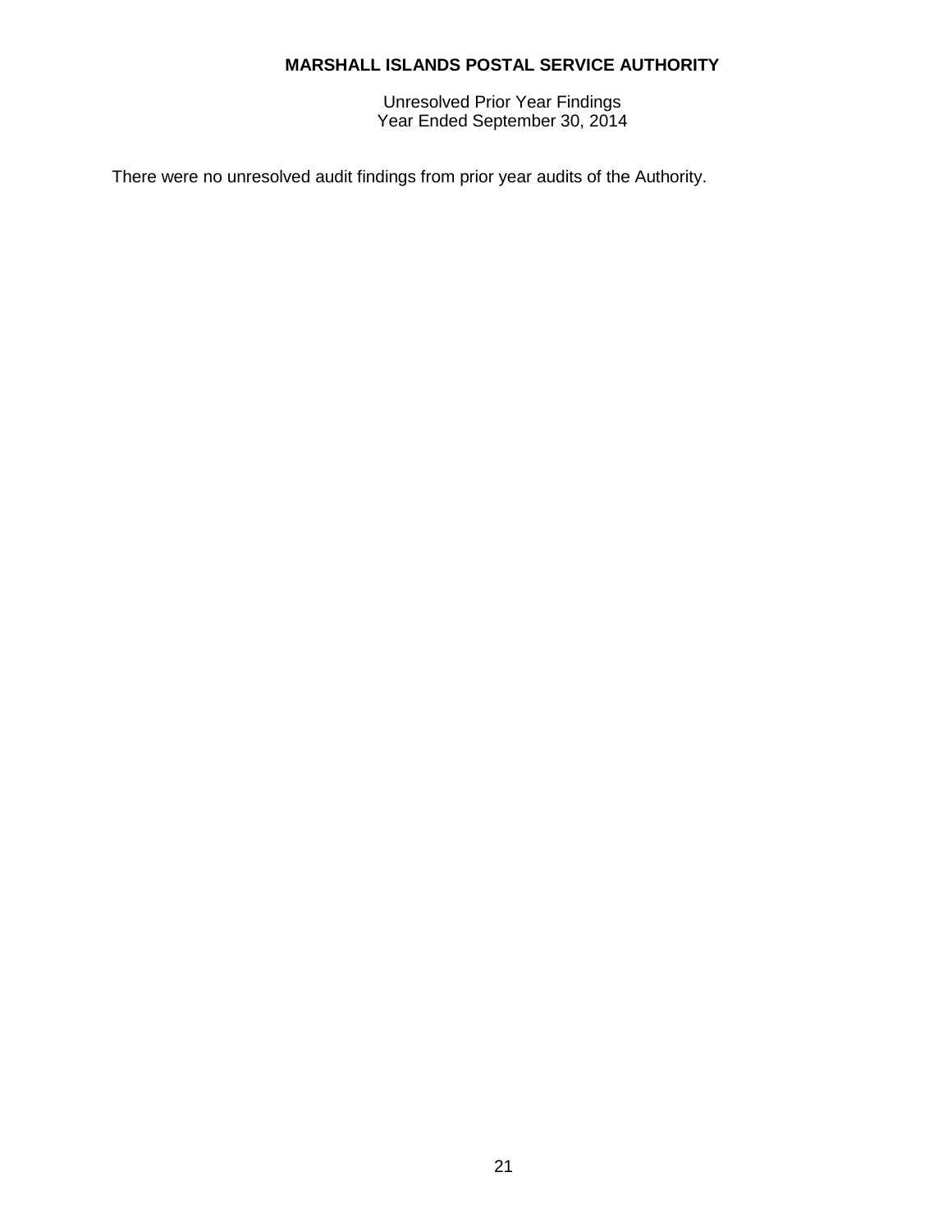**MARSHALL ISLANDS POSTAL SERVICE AUTHORITY**

Unresolved Prior Year Findings
Year Ended September 30, 2014

There were no unresolved audit findings from prior year audits of the Authority.